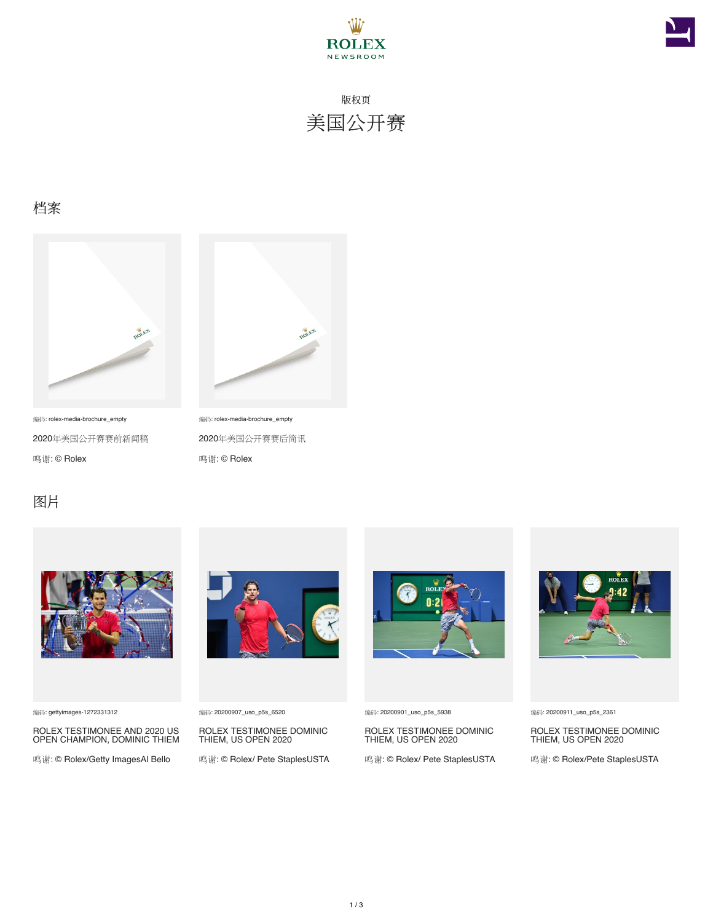ROLEX NEWSROOM

版权页

# 美国公开赛

## 档案

编码: rolex-media-brochure_empty

2020年美国公开赛赛前新闻稿

鸣谢: © Rolex

编码: rolex-media-brochure_empty

2020年美国公开赛赛后简讯

鸣谢: © Rolex

## 图片

编码: gettyimages-1272331312

ROLEX TESTIMONEE AND 2020 US OPEN CHAMPION, DOMINIC THIEM

鸣谢: © Rolex/Getty ImagesAl Bello

编码: 20200907_uso_p5s_6520

ROLEX TESTIMONEE DOMINIC THIEM, US OPEN 2020

鸣谢: © Rolex/ Pete StaplesUSTA

编码: 20200901_uso_p5s_5938

ROLEX TESTIMONEE DOMINIC THIEM, US OPEN 2020

鸣谢: © Rolex/ Pete StaplesUSTA

编码: 20200911_uso_p5s_2361

ROLEX TESTIMONEE DOMINIC THIEM, US OPEN 2020

鸣谢: © Rolex/Pete StaplesUSTA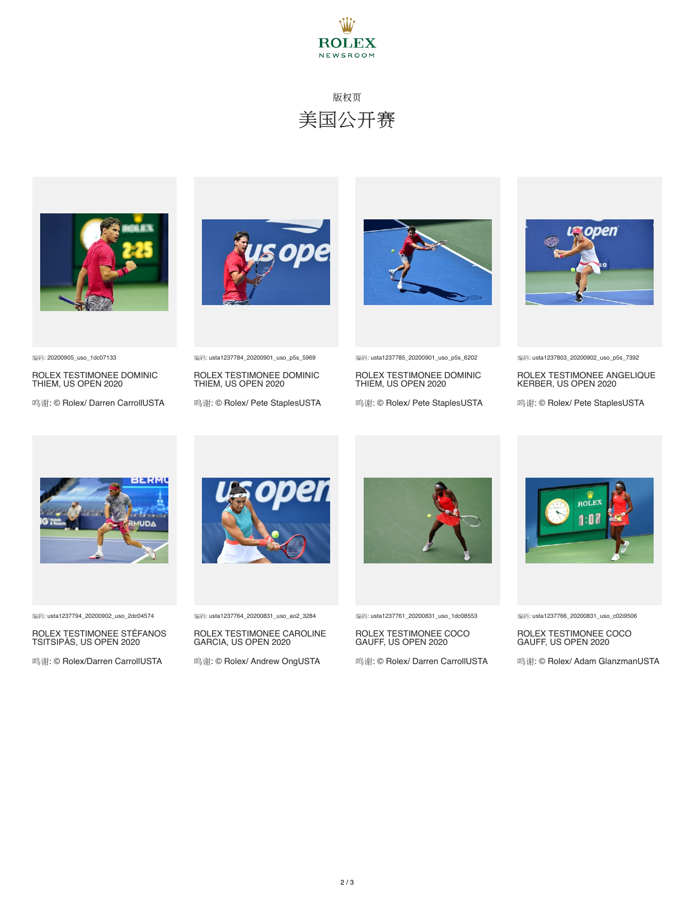ROLEX
NEWSROOM

版权页

# 美国公开赛

编码: 20200905_uso_1dc07133

ROLEX TESTIMONEE DOMINIC THIEM, US OPEN 2020

鸣谢: © Rolex/ Darren CarrollUSTA

编码: usta1237784_20200901_uso_p5s_5969

ROLEX TESTIMONEE DOMINIC THIEM, US OPEN 2020

鸣谢: © Rolex/ Pete StaplesUSTA

编码: usta1237785_20200901_uso_p5s_6202

ROLEX TESTIMONEE DOMINIC THIEM, US OPEN 2020

鸣谢: © Rolex/ Pete StaplesUSTA

编码: usta1237803_20200902_uso_p5s_7392

ROLEX TESTIMONEE ANGELIQUE KERBER, US OPEN 2020

鸣谢: © Rolex/ Pete StaplesUSTA

编码: usta1237794_20200902_uso_2dc04574

ROLEX TESTIMONEE STÉFANOS TSITSIPÁS, US OPEN 2020

鸣谢: © Rolex/Darren CarrollUSTA

编码: usta1237764_20200831_uso_ao2_3284

ROLEX TESTIMONEE CAROLINE GARCIA, US OPEN 2020

鸣谢: © Rolex/ Andrew OngUSTA

编码: usta1237761_20200831_uso_1dc08553

ROLEX TESTIMONEE COCO GAUFF, US OPEN 2020

鸣谢: © Rolex/ Darren CarrollUSTA

编码: usta1237766_20200831_uso_c02i9506

ROLEX TESTIMONEE COCO GAUFF, US OPEN 2020

鸣谢: © Rolex/ Adam GlanzmanUSTA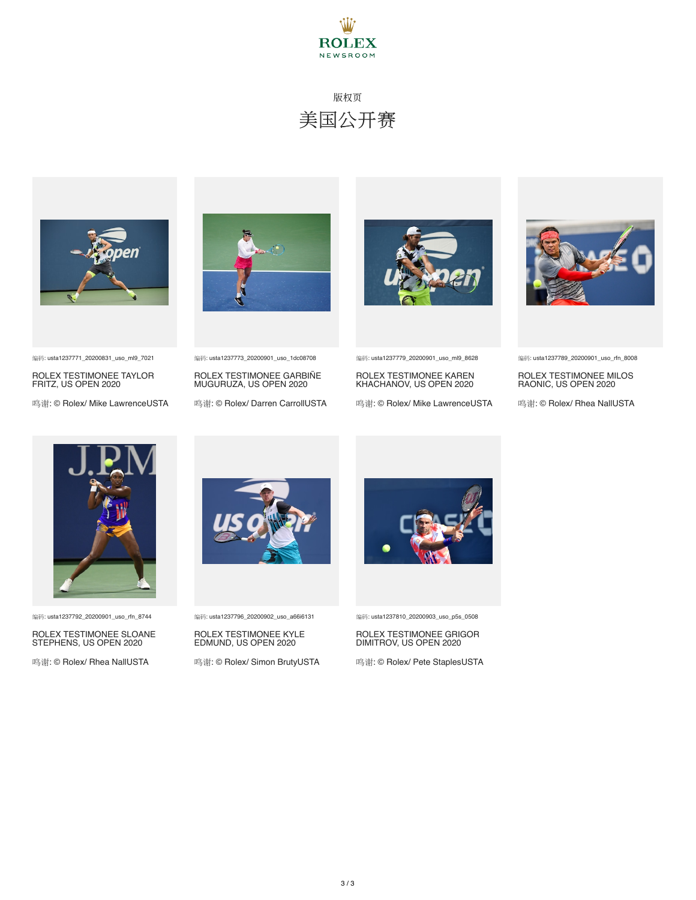ROLEX
NEWSROOM

版权页

# 美国公开赛

编码: usta1237771_20200831_uso_ml9_7021

ROLEX TESTIMONEE TAYLOR FRITZ, US OPEN 2020

鸣谢: © Rolex/ Mike LawrenceUSTA

编码: usta1237773_20200901_uso_1dc08708

ROLEX TESTIMONEE GARBIÑE MUGURUZA, US OPEN 2020

鸣谢: © Rolex/ Darren CarrollUSTA

编码: usta1237779_20200901_uso_ml9_8628

ROLEX TESTIMONEE KAREN KHACHANOV, US OPEN 2020

鸣谢: © Rolex/ Mike LawrenceUSTA

编码: usta1237789_20200901_uso_rfn_8008

ROLEX TESTIMONEE MILOS RAONIC, US OPEN 2020

鸣谢: © Rolex/ Rhea NallUSTA

编码: usta1237792_20200901_uso_rfn_8744

ROLEX TESTIMONEE SLOANE STEPHENS, US OPEN 2020

鸣谢: © Rolex/ Rhea NallUSTA

编码: usta1237796_20200902_uso_a66i6131

ROLEX TESTIMONEE KYLE EDMUND, US OPEN 2020

鸣谢: © Rolex/ Simon BrutyUSTA

编码: usta1237810_20200903_uso_p5s_0508

ROLEX TESTIMONEE GRIGOR DIMITROV, US OPEN 2020

鸣谢: © Rolex/ Pete StaplesUSTA